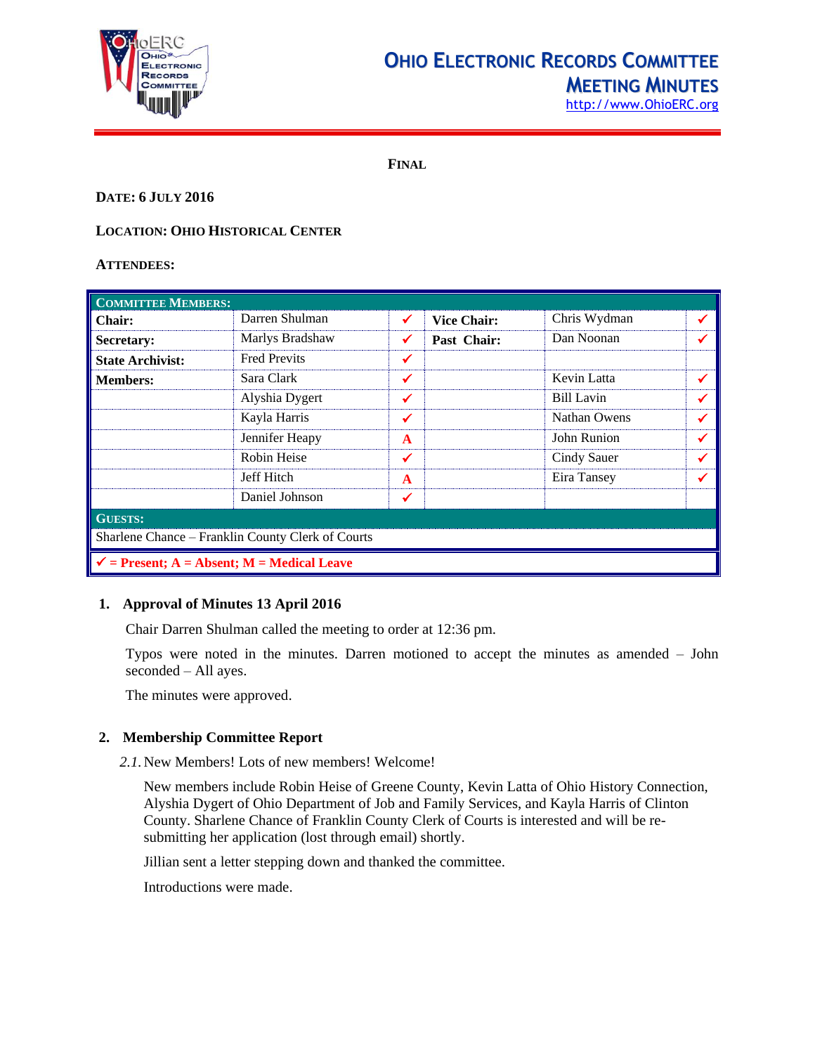# OHIO ELECTRONIC RECORDS COMMITTEE
## MEETING MINUTES
http://www.OhioERC.org

**FINAL**

**DATE: 6 JULY 2016**

**LOCATION: OHIO HISTORICAL CENTER**

**ATTENDEES:**

| **COMMITTEE MEMBERS:** | | | | | |
|---|---|---|---|---|---|
| **Chair:** | Darren Shulman | ✓ | **Vice Chair:** | Chris Wydman | ✓ |
| **Secretary:** | Marlys Bradshaw | ✓ | **Past Chair:** | Dan Noonan | ✓ |
| **State Archivist:** | Fred Previts | ✓ | | | |
| **Members:** | Sara Clark | ✓ | | Kevin Latta | ✓ |
| | Alyshia Dygert | ✓ | | Bill Lavin | ✓ |
| | Kayla Harris | ✓ | | Nathan Owens | ✓ |
| | Jennifer Heapy | A | | John Runion | ✓ |
| | Robin Heise | ✓ | | Cindy Sauer | ✓ |
| | Jeff Hitch | A | | Eira Tansey | ✓ |
| | Daniel Johnson | ✓ | | | |
| **GUESTS:** | | | | | |
| Sharlene Chance – Franklin County Clerk of Courts | | | | | |
| **✓ = Present; A = Absent; M = Medical Leave** | | | | | |

## 1. Approval of Minutes 13 April 2016

Chair Darren Shulman called the meeting to order at 12:36 pm.

Typos were noted in the minutes. Darren motioned to accept the minutes as amended – John seconded – All ayes.

The minutes were approved.

## 2. Membership Committee Report

*2.1.* New Members! Lots of new members! Welcome!

New members include Robin Heise of Greene County, Kevin Latta of Ohio History Connection, Alyshia Dygert of Ohio Department of Job and Family Services, and Kayla Harris of Clinton County. Sharlene Chance of Franklin County Clerk of Courts is interested and will be re-submitting her application (lost through email) shortly.

Jillian sent a letter stepping down and thanked the committee.

Introductions were made.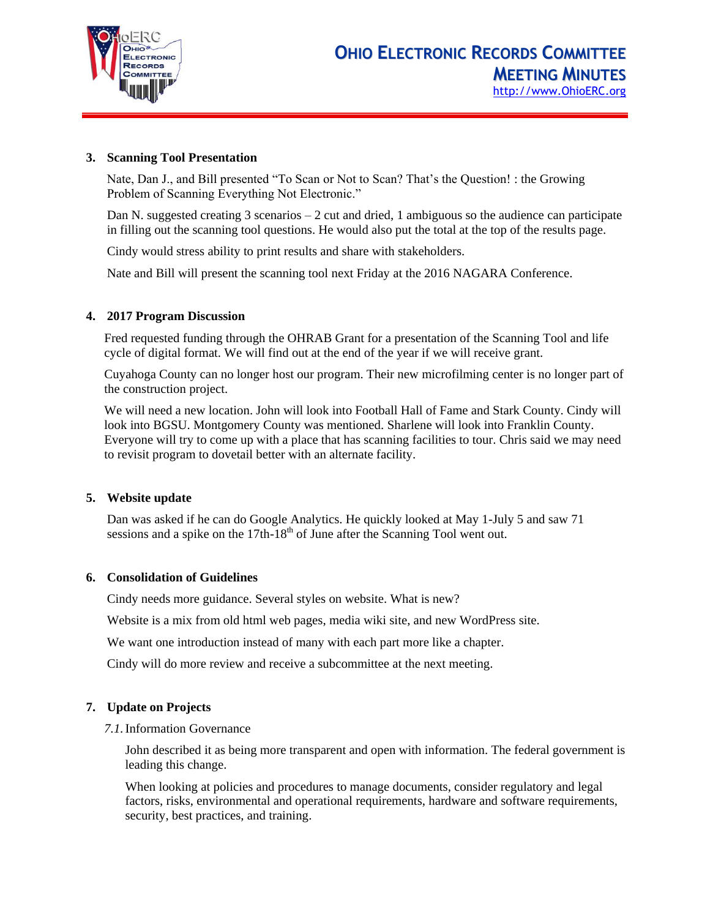### 3. Scanning Tool Presentation

Nate, Dan J., and Bill presented "To Scan or Not to Scan? That's the Question! : the Growing Problem of Scanning Everything Not Electronic."

Dan N. suggested creating 3 scenarios – 2 cut and dried, 1 ambiguous so the audience can participate in filling out the scanning tool questions. He would also put the total at the top of the results page.

Cindy would stress ability to print results and share with stakeholders.

Nate and Bill will present the scanning tool next Friday at the 2016 NAGARA Conference.

### 4. 2017 Program Discussion

Fred requested funding through the OHRAB Grant for a presentation of the Scanning Tool and life cycle of digital format. We will find out at the end of the year if we will receive grant.

Cuyahoga County can no longer host our program. Their new microfilming center is no longer part of the construction project.

We will need a new location. John will look into Football Hall of Fame and Stark County. Cindy will look into BGSU. Montgomery County was mentioned. Sharlene will look into Franklin County. Everyone will try to come up with a place that has scanning facilities to tour. Chris said we may need to revisit program to dovetail better with an alternate facility.

### 5. Website update

Dan was asked if he can do Google Analytics. He quickly looked at May 1-July 5 and saw 71 sessions and a spike on the 17th-18th of June after the Scanning Tool went out.

### 6. Consolidation of Guidelines

Cindy needs more guidance. Several styles on website. What is new?

Website is a mix from old html web pages, media wiki site, and new WordPress site.

We want one introduction instead of many with each part more like a chapter.

Cindy will do more review and receive a subcommittee at the next meeting.

### 7. Update on Projects

*7.1.* Information Governance

John described it as being more transparent and open with information. The federal government is leading this change.

When looking at policies and procedures to manage documents, consider regulatory and legal factors, risks, environmental and operational requirements, hardware and software requirements, security, best practices, and training.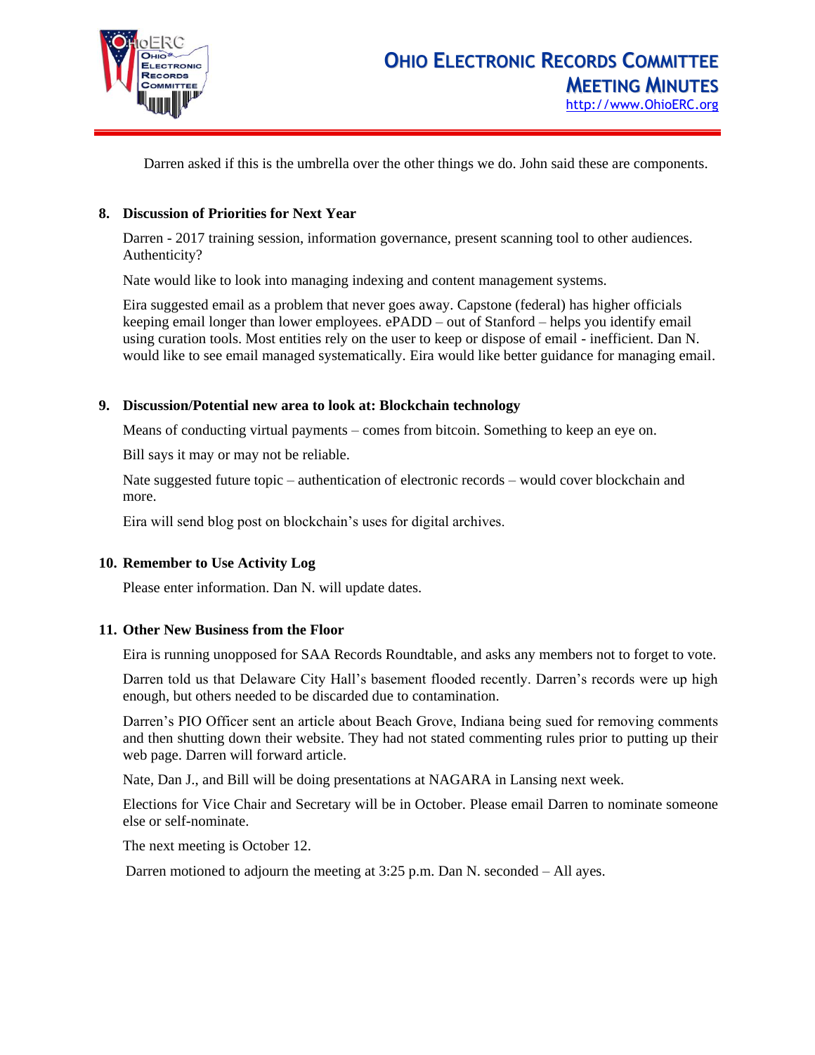Darren asked if this is the umbrella over the other things we do. John said these are components.

**8. Discussion of Priorities for Next Year**

Darren - 2017 training session, information governance, present scanning tool to other audiences. Authenticity?

Nate would like to look into managing indexing and content management systems.

Eira suggested email as a problem that never goes away. Capstone (federal) has higher officials keeping email longer than lower employees. ePADD – out of Stanford – helps you identify email using curation tools. Most entities rely on the user to keep or dispose of email - inefficient. Dan N. would like to see email managed systematically. Eira would like better guidance for managing email.

**9. Discussion/Potential new area to look at: Blockchain technology**

Means of conducting virtual payments – comes from bitcoin. Something to keep an eye on.

Bill says it may or may not be reliable.

Nate suggested future topic – authentication of electronic records – would cover blockchain and more.

Eira will send blog post on blockchain's uses for digital archives.

**10. Remember to Use Activity Log**

Please enter information. Dan N. will update dates.

**11. Other New Business from the Floor**

Eira is running unopposed for SAA Records Roundtable, and asks any members not to forget to vote.

Darren told us that Delaware City Hall's basement flooded recently. Darren's records were up high enough, but others needed to be discarded due to contamination.

Darren's PIO Officer sent an article about Beach Grove, Indiana being sued for removing comments and then shutting down their website. They had not stated commenting rules prior to putting up their web page. Darren will forward article.

Nate, Dan J., and Bill will be doing presentations at NAGARA in Lansing next week.

Elections for Vice Chair and Secretary will be in October. Please email Darren to nominate someone else or self-nominate.

The next meeting is October 12.

Darren motioned to adjourn the meeting at 3:25 p.m. Dan N. seconded – All ayes.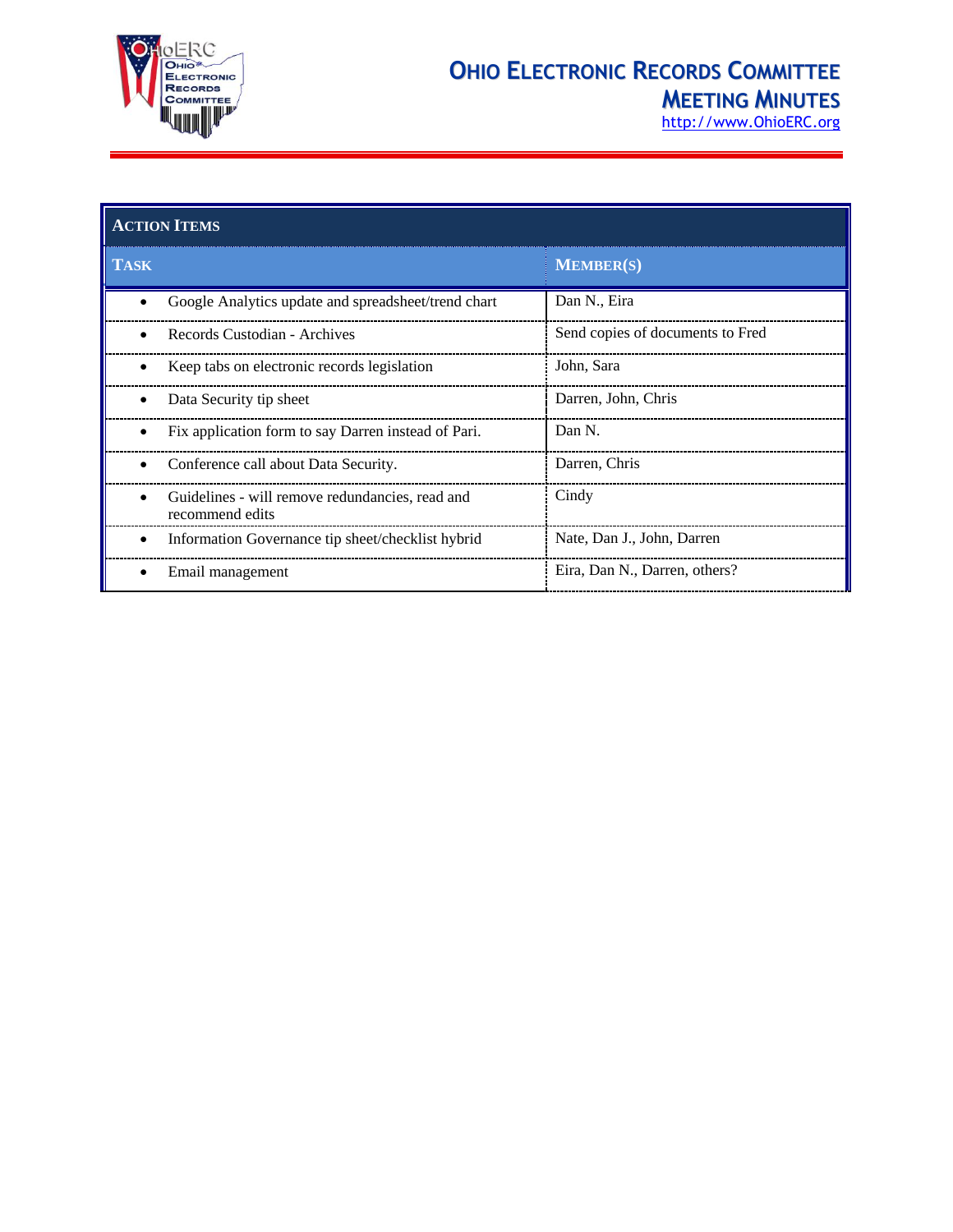## Action Items

| Task | Member(s) |
| --- | --- |
| • Google Analytics update and spreadsheet/trend chart | Dan N., Eira |
| • Records Custodian - Archives | Send copies of documents to Fred |
| • Keep tabs on electronic records legislation | John, Sara |
| • Data Security tip sheet | Darren, John, Chris |
| • Fix application form to say Darren instead of Pari. | Dan N. |
| • Conference call about Data Security. | Darren, Chris |
| • Guidelines - will remove redundancies, read and recommend edits | Cindy |
| • Information Governance tip sheet/checklist hybrid | Nate, Dan J., John, Darren |
| • Email management | Eira, Dan N., Darren, others? |